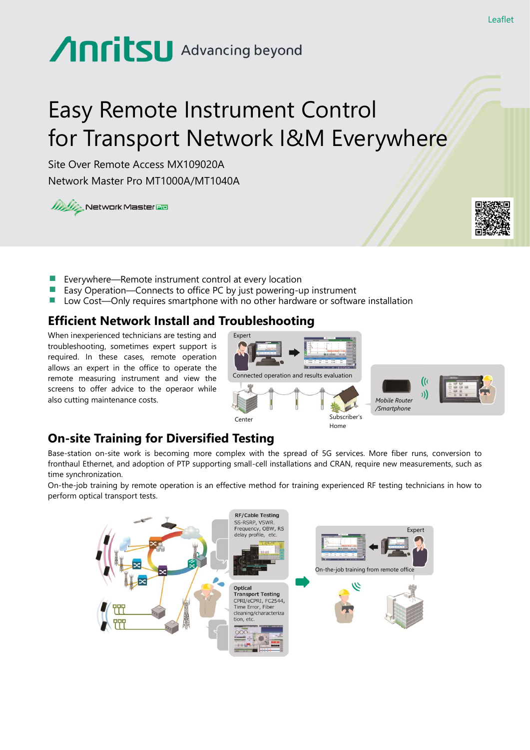Leaflet

Anritsu Advancing beyond

# Easy Remote Instrument Control for Transport Network I&M Everywhere

Site Over Remote Access MX109020A

Network Master Pro MT1000A/MT1040A

- Everywhere—Remote instrument control at every location
- Easy Operation—Connects to office PC by just powering-up instrument
- Low Cost—Only requires smartphone with no other hardware or software installation

## Efficient Network Install and Troubleshooting

When inexperienced technicians are testing and troubleshooting, sometimes expert support is required. In these cases, remote operation allows an expert in the office to operate the remote measuring instrument and view the screens to offer advice to the operaor while also cutting maintenance costs.

Expert

Connected operation and results evaluation

Center

Subscriber's Home

Mobile Router /Smartphone

## On-site Training for Diversified Testing

Base-station on-site work is becoming more complex with the spread of 5G services. More fiber runs, conversion to fronthaul Ethernet, and adoption of PTP supporting small-cell installations and CRAN, require new measurements, such as time synchronization.

On-the-job training by remote operation is an effective method for training experienced RF testing technicians in how to perform optical transport tests.

**RF/Cable Testing**
SS-RSRP, VSWR, Frequency, OBW, RS delay profile, etc.

**Optical Transport Testing**
CPRI/eCPRI, FC2544, Time Error, Fiber cleaning/characterization, etc.

Expert

On-the-job training from remote office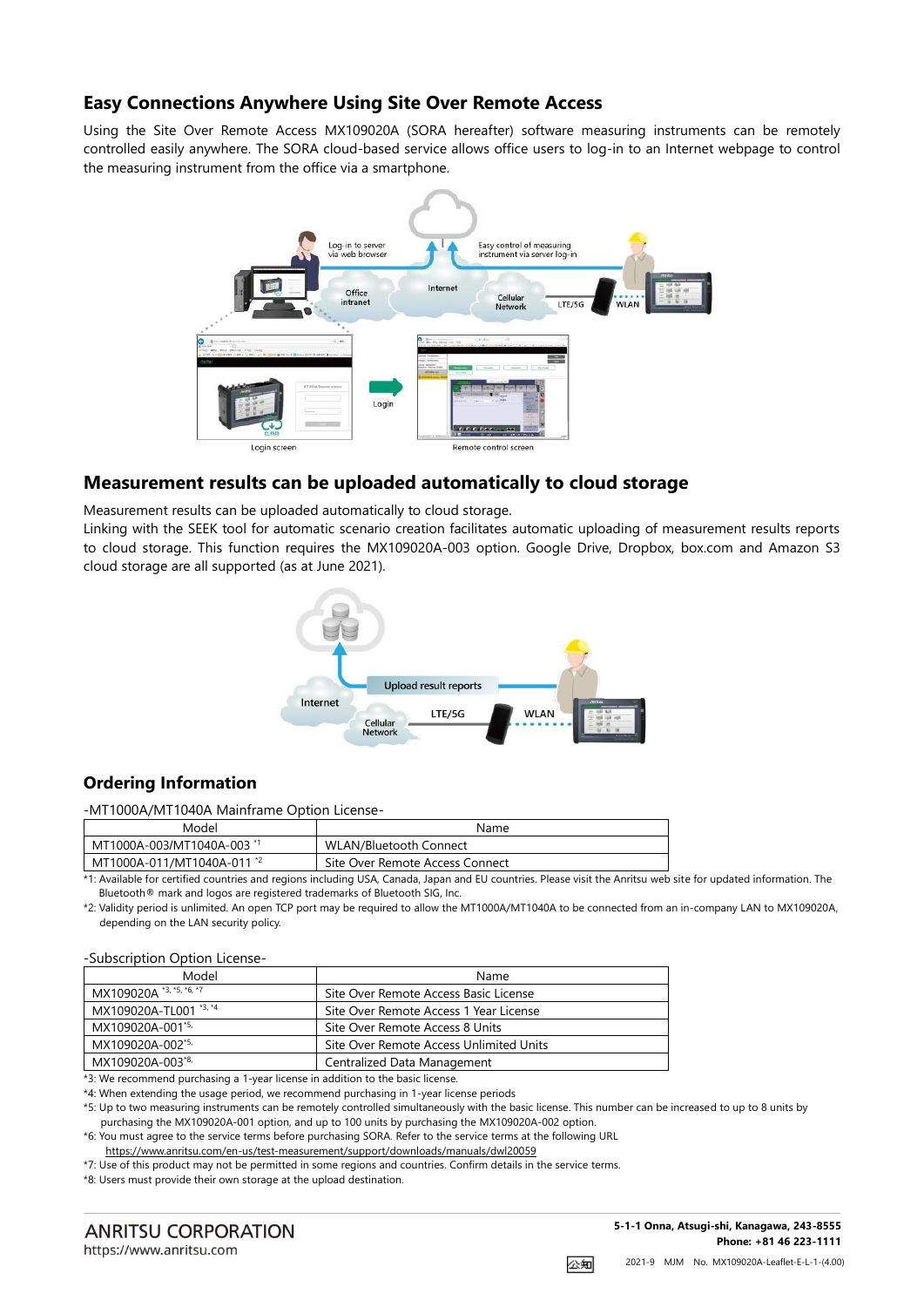## Easy Connections Anywhere Using Site Over Remote Access

Using the Site Over Remote Access MX109020A (SORA hereafter) software measuring instruments can be remotely controlled easily anywhere. The SORA cloud-based service allows office users to log-in to an Internet webpage to control the measuring instrument from the office via a smartphone.

Log-in to server via web browser

Easy control of measuring instrument via server log-in

Office intranet

Internet

Cellular Network

LTE/5G

WLAN

Login

Login screen

Remote control screen

## Measurement results can be uploaded automatically to cloud storage

Measurement results can be uploaded automatically to cloud storage.
Linking with the SEEK tool for automatic scenario creation facilitates automatic uploading of measurement results reports to cloud storage. This function requires the MX109020A-003 option. Google Drive, Dropbox, box.com and Amazon S3 cloud storage are all supported (as at June 2021).

Upload result reports

Internet

Cellular Network

LTE/5G

WLAN

## Ordering Information

-MT1000A/MT1040A Mainframe Option License-

| Model | Name |
|---|---|
| MT1000A-003/MT1040A-003 *1 | WLAN/Bluetooth Connect |
| MT1000A-011/MT1040A-011 *2 | Site Over Remote Access Connect |

*1: Available for certified countries and regions including USA, Canada, Japan and EU countries. Please visit the Anritsu web site for updated information. The Bluetooth® mark and logos are registered trademarks of Bluetooth SIG, Inc.

*2: Validity period is unlimited. An open TCP port may be required to allow the MT1000A/MT1040A to be connected from an in-company LAN to MX109020A, depending on the LAN security policy.

-Subscription Option License-

| Model | Name |
|---|---|
| MX109020A *3, *5, *6, *7 | Site Over Remote Access Basic License |
| MX109020A-TL001 *3, *4 | Site Over Remote Access 1 Year License |
| MX109020A-001*5, | Site Over Remote Access 8 Units |
| MX109020A-002*5, | Site Over Remote Access Unlimited Units |
| MX109020A-003*8, | Centralized Data Management |

*3: We recommend purchasing a 1-year license in addition to the basic license.

*4: When extending the usage period, we recommend purchasing in 1-year license periods

*5: Up to two measuring instruments can be remotely controlled simultaneously with the basic license. This number can be increased to up to 8 units by purchasing the MX109020A-001 option, and up to 100 units by purchasing the MX109020A-002 option.

*6: You must agree to the service terms before purchasing SORA. Refer to the service terms at the following URL
https://www.anritsu.com/en-us/test-measurement/support/downloads/manuals/dwl20059

*7: Use of this product may not be permitted in some regions and countries. Confirm details in the service terms.

*8: Users must provide their own storage at the upload destination.

ANRITSU CORPORATION
https://www.anritsu.com

5-1-1 Onna, Atsugi-shi, Kanagawa, 243-8555
Phone: +81 46 223-1111

公知

2021-9 MJM No. MX109020A-Leaflet-E-L-1-(4.00)